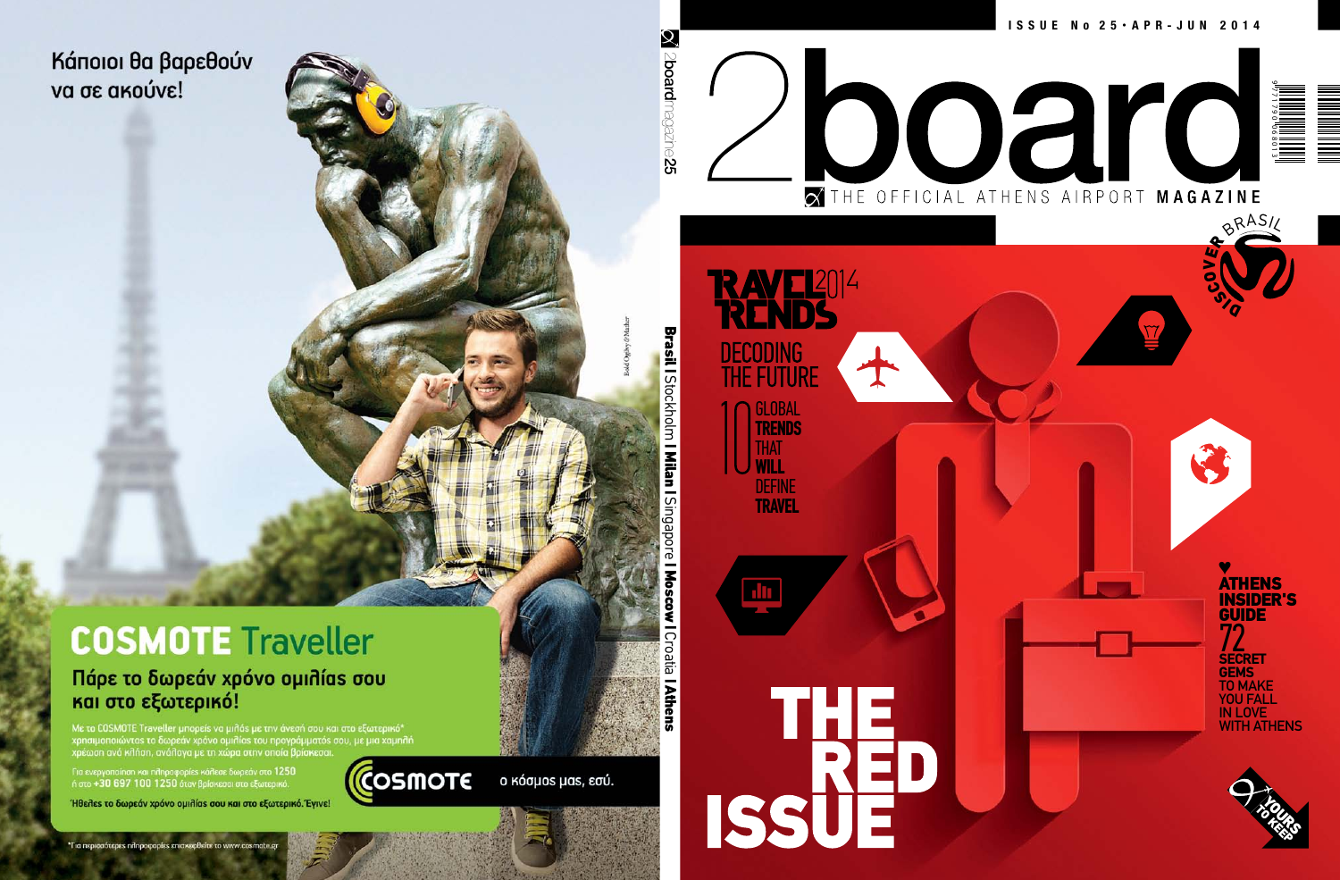Κάποιοι θα βαρεθούν να σε ακούνε!

## COSMOTE Traveller

### Πάρε το δωρεάν χρόνο ομιλίας σου και στο εξωτερικό!

Με το COSMOTE Traveller μπορείς να μιλάς με την άνεσή σου και στο εξωτερικό* χρησιμοποιώντας το δωρεάν χρόνο ομιλίας του προγράμματός σου, με μια χαμηλή χρέωση ανά κλήση, ανάλογα με τη χώρα στην οποία βρίσκεσαι.

Για ενεργοποίηση και πληροφορίες κάλεσε δωρεάν στο **1250** ή στο **+30 697 100 1250** όταν βρίσκεσαι στο εξωτερικό.

**Ήθελες το δωρεάν χρόνο ομιλίας σου και στο εξωτερικό. Έγινε!**

COSMOTE ο κόσμος μας, εσύ.

*Για περισσότερες πληροφορίες επισκεφθείτε το www.cosmote.gr

Bold Ogilvy @ Mather

2boardmagazine25

Brasil | Stockholm | Milan | Singapore | Moscow | Croatia | Athens

ISSUE No 25 • APR-JUN 2014

# 2board

THE OFFICIAL ATHENS AIRPORT **MAGAZINE**

DISCOVER BRASIL

## TRAVEL TRENDS 2014

DECODING THE FUTURE

10 GLOBAL **TRENDS** THAT **WILL** DEFINE **TRAVEL**

**ATHENS INSIDER'S GUIDE**

**72** SECRET GEMS TO MAKE YOU FALL IN LOVE WITH ATHENS

# THE RED ISSUE

YOURS TO KEEP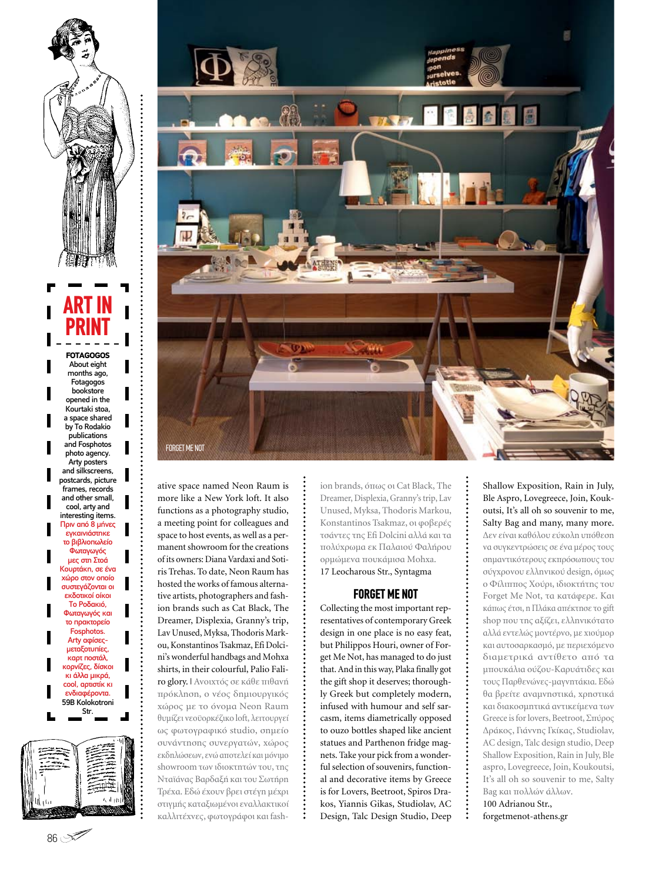## ART IN PRINT

**FOTAGOGOS**
About eight months ago, Fotagogos bookstore opened in the Kourtaki stoa, a space shared by To Rodakio publications and Fosphotos photo agency. Arty posters and silkscreens, picture frames, records and other small, cool, arty and interesting items.
Πριν από 8 μήνες εγκαινιάστηκε το βιβλιοπωλείο Φωταγωγός μες στη Στοά Κουρτάκη, σε ένα χώρο στον οποίο συστεγάζονται οι εκδοτικοί οίκοι Το Ροδακιό, Φωταγωγός και το πρακτορείο Fosphotos. Arty αφίσες-μεταξοτυπίες, καρτ ποστάλ, κορνίζες, δίσκοι κι άλλα μικρά, cool, αρτιστίκ κι ενδιαφέροντα.
59B Kolokotroni Str.

FORGET ME NOT

ative space named Neon Raum is more like a New York loft. It also functions as a photography studio, a meeting point for colleagues and space to host events, as well as a permanent showroom for the creations of its owners: Diana Vardaxi and Sotiris Trehas. To date, Neon Raum has hosted the works of famous alternative artists, photographers and fashion brands such as Cat Black, The Dreamer, Displexia, Granny's trip, Lav Unused, Myksa, Thodoris Markou, Konstantinos Tsakmaz, Efi Dolcini's wonderful handbags and Mohxa shirts, in their colourful, Palio Faliro glory. | Ανοιχτός σε κάθε πιθανή πρόκληση, ο νέος δημιουργικός χώρος με το όνομα Neon Raum θυμίζει νεοϋορκέζικο loft, λειτουργεί ως φωτογραφικό studio, σημείο συνάντησης συνεργατών, χώρος εκδηλώσεων, ενώ αποτελεί και μόνιμο showroom των ιδιοκτητών του, της Νταϊάνας Βαρδαξή και του Σωτήρη Τρέχα. Εδώ έχουν βρει στέγη μέχρι στιγμής καταξιωμένοι εναλλακτικοί καλλιτέχνες, φωτογράφοι και fashion brands, όπως οι Cat Black, The Dreamer, Displexia, Granny's trip, Lav Unused, Myksa, Thodoris Markou, Konstantinos Tsakmaz, οι φοβερές τσάντες της Efi Dolcini αλλά και τα πολύχρωμα εκ Παλαιού Φαλήρου ορμώμενα πουκάμισα Mohxa.
17 Leocharous Str., Syntagma

### FORGET ME NOT

Collecting the most important representatives of contemporary Greek design in one place is no easy feat, but Philippos Houri, owner of Forget Me Not, has managed to do just that. And in this way, Plaka finally got the gift shop it deserves; thoroughly Greek but completely modern, infused with humour and self sarcasm, items diametrically opposed to ouzo bottles shaped like ancient statues and Parthenon fridge magnets. Take your pick from a wonderful selection of souvenirs, functional and decorative items by Greece is for Lovers, Beetroot, Spiros Drakos, Yiannis Gikas, Studiolav, AC Design, Talc Design Studio, Deep Shallow Exposition, Rain in July, Ble Aspro, Lovegreece, Join, Koukoutsi, It's all oh so souvenir to me, Salty Bag and many, many more. Δεν είναι καθόλου εύκολη υπόθεση να συγκεντρώσεις σε ένα μέρος τους σημαντικότερους εκπρόσωπους του σύγχρονου ελληνικού design, όμως ο Φίλιππος Χούρι, ιδιοκτήτης του Forget Me Not, τα κατάφερε. Και κάπως έτσι, η Πλάκα απέκτησε το gift shop που της αξίζει, ελληνικότατο αλλά εντελώς μοντέρνο, με χιούμορ και αυτοσαρκασμό, με περιεχόμενο διαμετρικά αντίθετο από τα μπουκάλια ούζου-Καρυάτιδες και τους Παρθενώνες-μαγνητάκια. Εδώ θα βρείτε αναμνηστικά, χρηστικά και διακοσμητικά αντικείμενα των Greece is for lovers, Beetroot, Σπύρος Δράκος, Γιάννης Γκίκας, Studiolav, AC design, Talc design studio, Deep Shallow Exposition, Rain in July, Ble aspro, Lovegreece, Join, Koukoutsi, It's all oh so souvenir to me, Salty Bag και πολλών άλλων.
100 Adrianou Str.,
forgetmenot-athens.gr